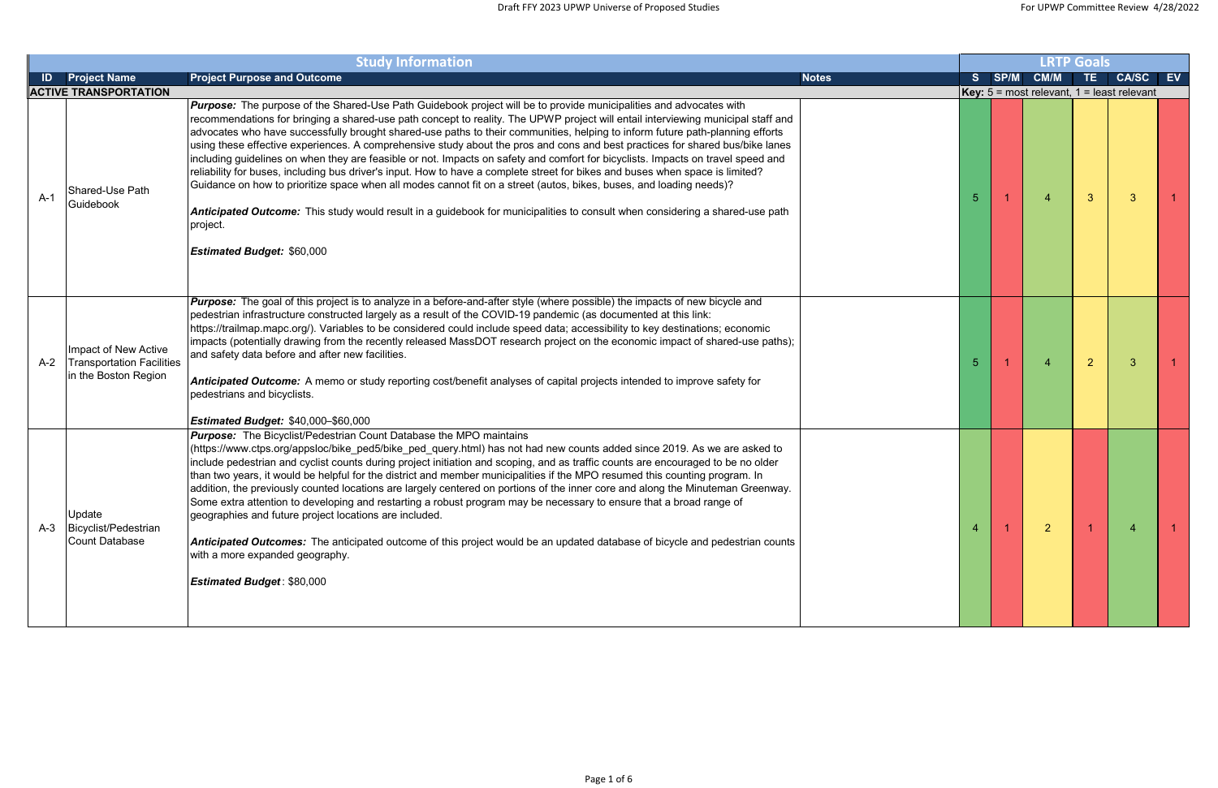| Study Information | | | | LRTP Goals | | | | | |
|---|---|---|---|---|---|---|---|---|---|
| **ID** | **Project Name** | **Project Purpose and Outcome** | **Notes** | **S** | **SP/M** | **CM/M** | **TE** | **CA/SC** | **EV** |
| **ACTIVE TRANSPORTATION** | | | | **Key:** 5 = most relevant, 1 = least relevant | | | | | |
| A-1 | Shared-Use Path Guidebook | ***Purpose:*** The purpose of the Shared-Use Path Guidebook project will be to provide municipalities and advocates with recommendations for bringing a shared-use path concept to reality. The UPWP project will entail interviewing municipal staff and advocates who have successfully brought shared-use paths to their communities, helping to inform future path-planning efforts using these effective experiences. A comprehensive study about the pros and cons and best practices for shared bus/bike lanes including guidelines on when they are feasible or not. Impacts on safety and comfort for bicyclists. Impacts on travel speed and reliability for buses, including bus driver's input. How to have a complete street for bikes and buses when space is limited? Guidance on how to prioritize space when all modes cannot fit on a street (autos, bikes, buses, and loading needs)?<br><br>***Anticipated Outcome:*** This study would result in a guidebook for municipalities to consult when considering a shared-use path project.<br><br>***Estimated Budget:*** $60,000 | | 5 | 1 | 4 | 3 | 3 | 1 |
| A-2 | Impact of New Active Transportation Facilities in the Boston Region | ***Purpose:*** The goal of this project is to analyze in a before-and-after style (where possible) the impacts of new bicycle and pedestrian infrastructure constructed largely as a result of the COVID-19 pandemic (as documented at this link: https://trailmap.mapc.org/). Variables to be considered could include speed data; accessibility to key destinations; economic impacts (potentially drawing from the recently released MassDOT research project on the economic impact of shared-use paths); and safety data before and after new facilities.<br><br>***Anticipated Outcome:*** A memo or study reporting cost/benefit analyses of capital projects intended to improve safety for pedestrians and bicyclists.<br><br>***Estimated Budget:*** $40,000–$60,000 | | 5 | 1 | 4 | 2 | 3 | 1 |
| A-3 | Update Bicyclist/Pedestrian Count Database | ***Purpose:*** The Bicyclist/Pedestrian Count Database the MPO maintains (https://www.ctps.org/appsloc/bike_ped5/bike_ped_query.html) has not had new counts added since 2019. As we are asked to include pedestrian and cyclist counts during project initiation and scoping, and as traffic counts are encouraged to be no older than two years, it would be helpful for the district and member municipalities if the MPO resumed this counting program. In addition, the previously counted locations are largely centered on portions of the inner core and along the Minuteman Greenway. Some extra attention to developing and restarting a robust program may be necessary to ensure that a broad range of geographies and future project locations are included.<br><br>***Anticipated Outcomes:*** The anticipated outcome of this project would be an updated database of bicycle and pedestrian counts with a more expanded geography.<br><br>***Estimated Budget***: $80,000 | | 4 | 1 | 2 | 1 | 4 | 1 |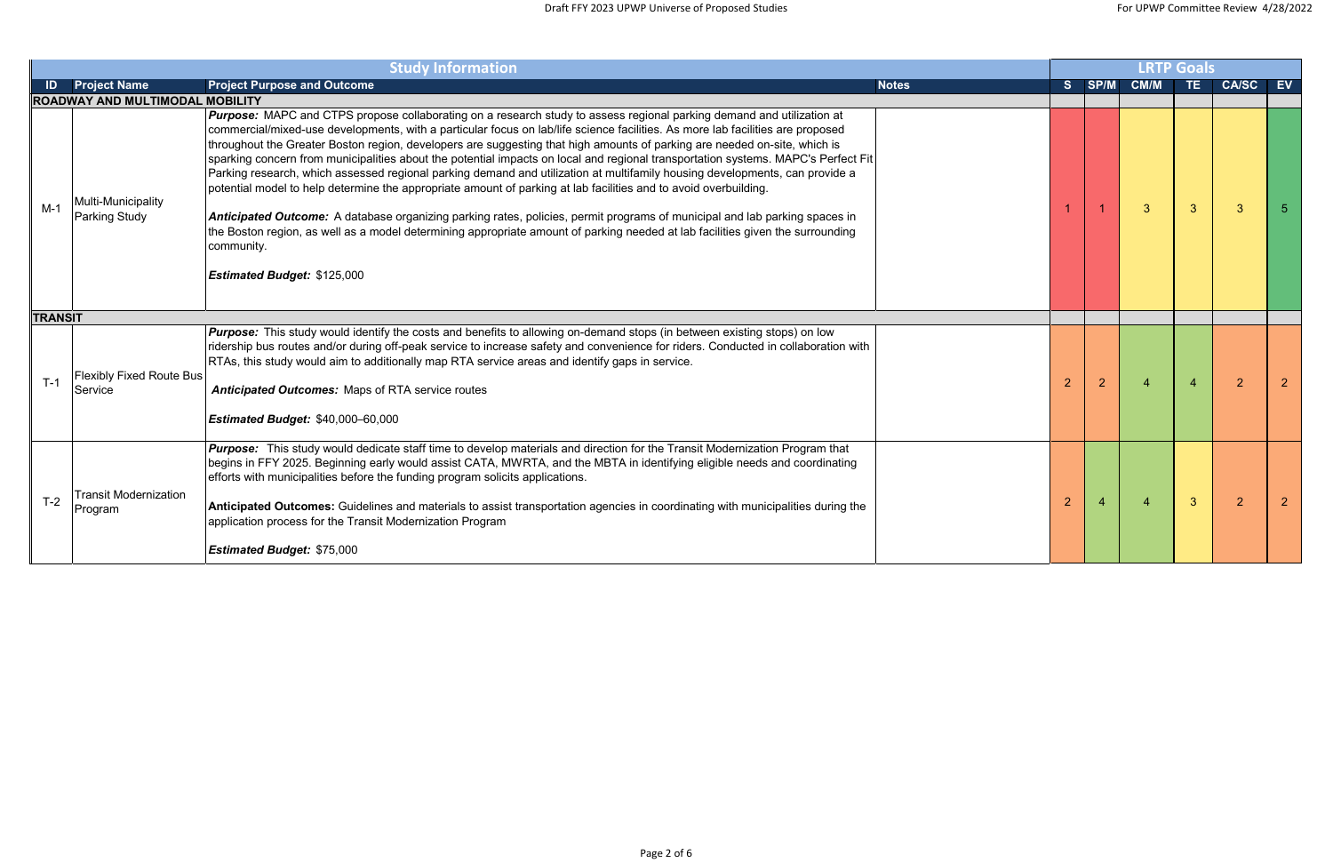| Study Information | | | | LRTP Goals | | | | | |
|---|---|---|---|---|---|---|---|---|---|
| **ID** | **Project Name** | **Project Purpose and Outcome** | **Notes** | **S** | **SP/M** | **CM/M** | **TE** | **CA/SC** | **EV** |
| **ROADWAY AND MULTIMODAL MOBILITY** | | | | | | | | | |
| M-1 | Multi-Municipality Parking Study | ***Purpose:*** MAPC and CTPS propose collaborating on a research study to assess regional parking demand and utilization at commercial/mixed-use developments, with a particular focus on lab/life science facilities. As more lab facilities are proposed throughout the Greater Boston region, developers are suggesting that high amounts of parking are needed on-site, which is sparking concern from municipalities about the potential impacts on local and regional transportation systems. MAPC's Perfect Fit Parking research, which assessed regional parking demand and utilization at multifamily housing developments, can provide a potential model to help determine the appropriate amount of parking at lab facilities and to avoid overbuilding.<br><br>***Anticipated Outcome:*** A database organizing parking rates, policies, permit programs of municipal and lab parking spaces in the Boston region, as well as a model determining appropriate amount of parking needed at lab facilities given the surrounding community.<br><br>***Estimated Budget:*** $125,000 | | 1 | 1 | 3 | 3 | 3 | 5 |
| **TRANSIT** | | | | | | | | | |
| T-1 | Flexibly Fixed Route Bus Service | ***Purpose:*** This study would identify the costs and benefits to allowing on-demand stops (in between existing stops) on low ridership bus routes and/or during off-peak service to increase safety and convenience for riders. Conducted in collaboration with RTAs, this study would aim to additionally map RTA service areas and identify gaps in service.<br><br>***Anticipated Outcomes:*** Maps of RTA service routes<br><br>***Estimated Budget:*** $40,000–60,000 | | 2 | 2 | 4 | 4 | 2 | 2 |
| T-2 | Transit Modernization Program | ***Purpose:*** This study would dedicate staff time to develop materials and direction for the Transit Modernization Program that begins in FFY 2025. Beginning early would assist CATA, MWRTA, and the MBTA in identifying eligible needs and coordinating efforts with municipalities before the funding program solicits applications.<br><br>**Anticipated Outcomes:** Guidelines and materials to assist transportation agencies in coordinating with municipalities during the application process for the Transit Modernization Program<br><br>***Estimated Budget:*** $75,000 | | 2 | 4 | 4 | 3 | 2 | 2 |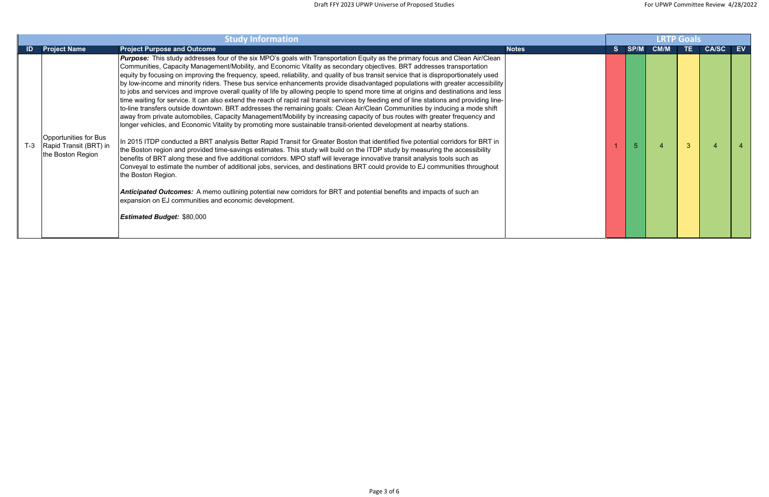| Study Information | | | | LRTP Goals | | | | | |
|---|---|---|---|---|---|---|---|---|---|
| ID | Project Name | Project Purpose and Outcome | Notes | S | SP/M | CM/M | TE | CA/SC | EV |
| T-3 | Opportunities for Bus Rapid Transit (BRT) in the Boston Region | ***Purpose:*** This study addresses four of the six MPO's goals with Transportation Equity as the primary focus and Clean Air/Clean Communities, Capacity Management/Mobility, and Economic Vitality as secondary objectives. BRT addresses transportation equity by focusing on improving the frequency, speed, reliability, and quality of bus transit service that is disproportionately used by low-income and minority riders. These bus service enhancements provide disadvantaged populations with greater accessibility to jobs and services and improve overall quality of life by allowing people to spend more time at origins and destinations and less time waiting for service. It can also extend the reach of rapid rail transit services by feeding end of line stations and providing line-to-line transfers outside downtown. BRT addresses the remaining goals: Clean Air/Clean Communities by inducing a mode shift away from private automobiles, Capacity Management/Mobility by increasing capacity of bus routes with greater frequency and longer vehicles, and Economic Vitality by promoting more sustainable transit-oriented development at nearby stations.<br><br>In 2015 ITDP conducted a BRT analysis Better Rapid Transit for Greater Boston that identified five potential corridors for BRT in the Boston region and provided time-savings estimates. This study will build on the ITDP study by measuring the accessibility benefits of BRT along these and five additional corridors. MPO staff will leverage innovative transit analysis tools such as Conveyal to estimate the number of additional jobs, services, and destinations BRT could provide to EJ communities throughout the Boston Region.<br><br>***Anticipated Outcomes:*** A memo outlining potential new corridors for BRT and potential benefits and impacts of such an expansion on EJ communities and economic development.<br><br>***Estimated Budget:*** $80,000 | | 1 | 5 | 4 | 3 | 4 | 4 |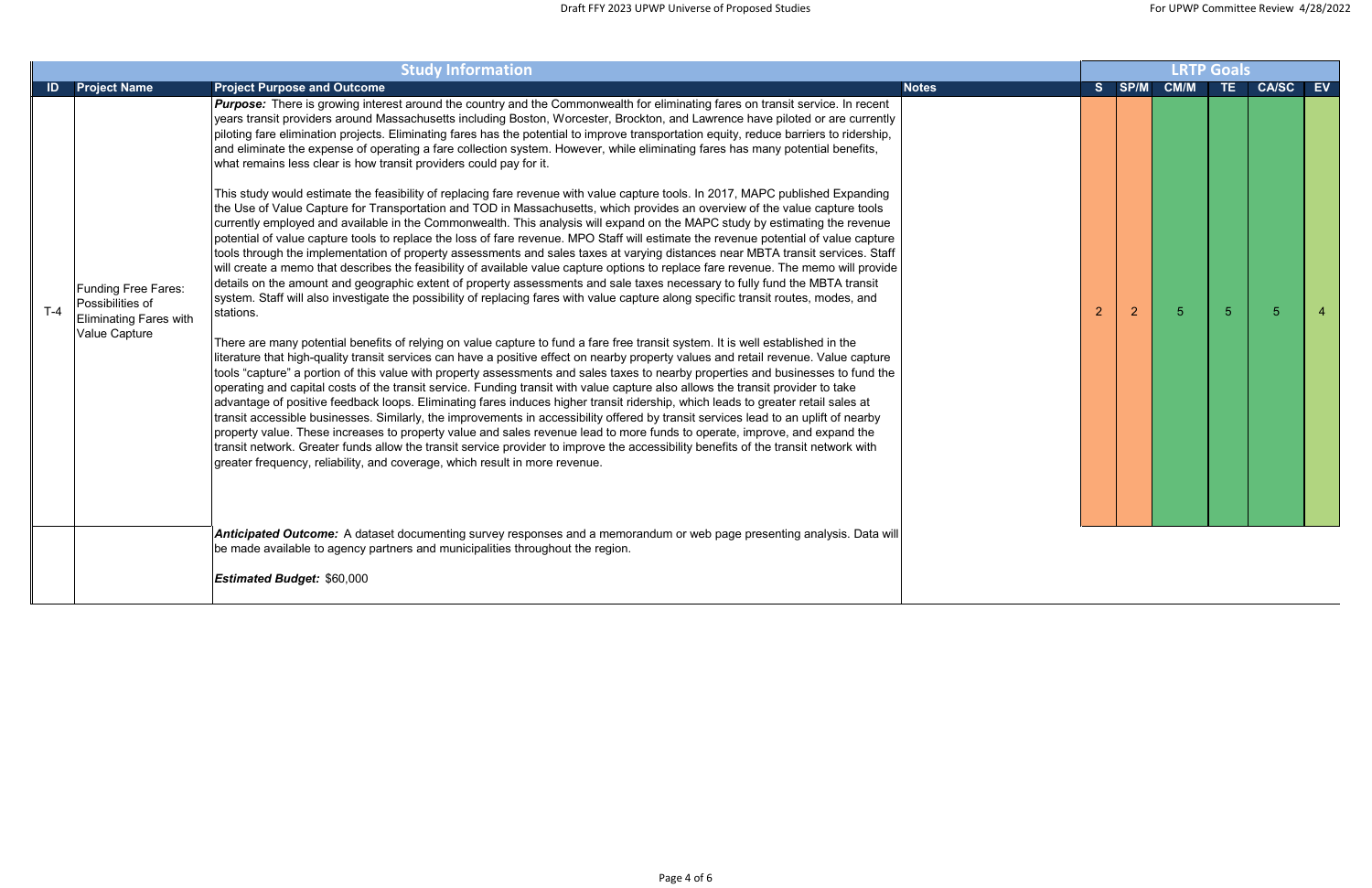| Study Information | | | | LRTP Goals | | | | | |
|---|---|---|---|---|---|---|---|---|---|
| ID | Project Name | Project Purpose and Outcome | Notes | S | SP/M | CM/M | TE | CA/SC | EV |
| T-4 | Funding Free Fares: Possibilities of Eliminating Fares with Value Capture | ***Purpose:*** There is growing interest around the country and the Commonwealth for eliminating fares on transit service. In recent years transit providers around Massachusetts including Boston, Worcester, Brockton, and Lawrence have piloted or are currently piloting fare elimination projects. Eliminating fares has the potential to improve transportation equity, reduce barriers to ridership, and eliminate the expense of operating a fare collection system. However, while eliminating fares has many potential benefits, what remains less clear is how transit providers could pay for it.<br><br>This study would estimate the feasibility of replacing fare revenue with value capture tools. In 2017, MAPC published Expanding the Use of Value Capture for Transportation and TOD in Massachusetts, which provides an overview of the value capture tools currently employed and available in the Commonwealth. This analysis will expand on the MAPC study by estimating the revenue potential of value capture tools to replace the loss of fare revenue. MPO Staff will estimate the revenue potential of value capture tools through the implementation of property assessments and sales taxes at varying distances near MBTA transit services. Staff will create a memo that describes the feasibility of available value capture options to replace fare revenue. The memo will provide details on the amount and geographic extent of property assessments and sale taxes necessary to fully fund the MBTA transit system. Staff will also investigate the possibility of replacing fares with value capture along specific transit routes, modes, and stations.<br><br>There are many potential benefits of relying on value capture to fund a fare free transit system. It is well established in the literature that high-quality transit services can have a positive effect on nearby property values and retail revenue. Value capture tools "capture" a portion of this value with property assessments and sales taxes to nearby properties and businesses to fund the operating and capital costs of the transit service. Funding transit with value capture also allows the transit provider to take advantage of positive feedback loops. Eliminating fares induces higher transit ridership, which leads to greater retail sales at transit accessible businesses. Similarly, the improvements in accessibility offered by transit services lead to an uplift of nearby property value. These increases to property value and sales revenue lead to more funds to operate, improve, and expand the transit network. Greater funds allow the transit service provider to improve the accessibility benefits of the transit network with greater frequency, reliability, and coverage, which result in more revenue. | | 2 | 2 | 5 | 5 | 5 | 4 |
| | | ***Anticipated Outcome:*** A dataset documenting survey responses and a memorandum or web page presenting analysis. Data will be made available to agency partners and municipalities throughout the region.<br><br>***Estimated Budget:*** $60,000 | | | | | | | |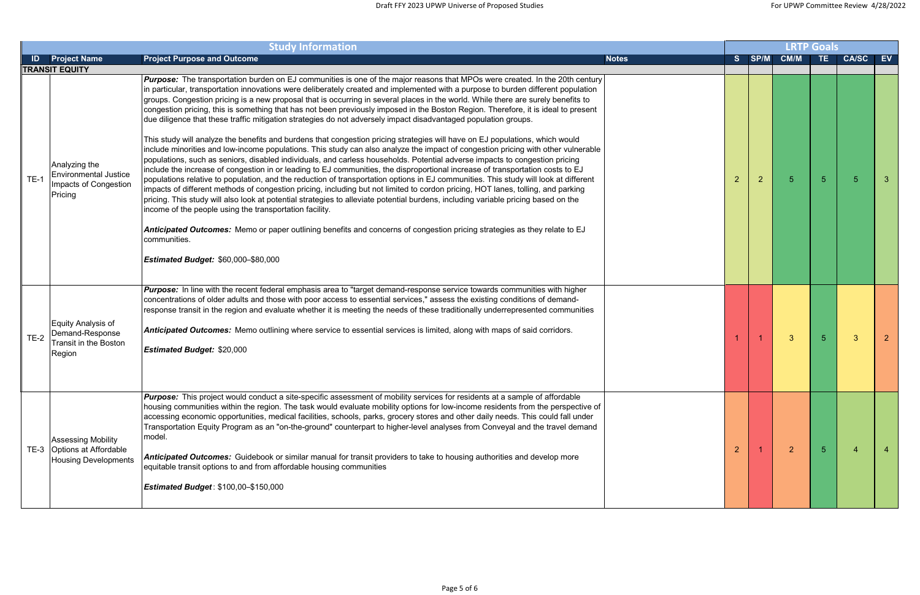| Study Information | | | | LRTP Goals | | | | | |
|---|---|---|---|---|---|---|---|---|---|
| **ID** | **Project Name** | **Project Purpose and Outcome** | **Notes** | **S** | **SP/M** | **CM/M** | **TE** | **CA/SC** | **EV** |
| **TRANSIT EQUITY** | | | | | | | | | |
| TE-1 | Analyzing the Environmental Justice Impacts of Congestion Pricing | ***Purpose:*** The transportation burden on EJ communities is one of the major reasons that MPOs were created. In the 20th century in particular, transportation innovations were deliberately created and implemented with a purpose to burden different population groups. Congestion pricing is a new proposal that is occurring in several places in the world. While there are surely benefits to congestion pricing, this is something that has not been previously imposed in the Boston Region. Therefore, it is ideal to present due diligence that these traffic mitigation strategies do not adversely impact disadvantaged population groups.<br><br>This study will analyze the benefits and burdens that congestion pricing strategies will have on EJ populations, which would include minorities and low-income populations. This study can also analyze the impact of congestion pricing with other vulnerable populations, such as seniors, disabled individuals, and carless households. Potential adverse impacts to congestion pricing include the increase of congestion in or leading to EJ communities, the disproportional increase of transportation costs to EJ populations relative to population, and the reduction of transportation options in EJ communities. This study will look at different impacts of different methods of congestion pricing, including but not limited to cordon pricing, HOT lanes, tolling, and parking pricing. This study will also look at potential strategies to alleviate potential burdens, including variable pricing based on the income of the people using the transportation facility.<br><br>***Anticipated Outcomes:*** Memo or paper outlining benefits and concerns of congestion pricing strategies as they relate to EJ communities.<br><br>***Estimated Budget:*** $60,000–$80,000 | | 2 | 2 | 5 | 5 | 5 | 3 |
| TE-2 | Equity Analysis of Demand-Response Transit in the Boston Region | ***Purpose:*** In line with the recent federal emphasis area to "target demand-response service towards communities with higher concentrations of older adults and those with poor access to essential services," assess the existing conditions of demand-response transit in the region and evaluate whether it is meeting the needs of these traditionally underrepresented communities<br><br>***Anticipated Outcomes:*** Memo outlining where service to essential services is limited, along with maps of said corridors.<br><br>***Estimated Budget:*** $20,000 | | 1 | 1 | 3 | 5 | 3 | 2 |
| TE-3 | Assessing Mobility Options at Affordable Housing Developments | ***Purpose:*** This project would conduct a site-specific assessment of mobility services for residents at a sample of affordable housing communities within the region. The task would evaluate mobility options for low-income residents from the perspective of accessing economic opportunities, medical facilities, schools, parks, grocery stores and other daily needs. This could fall under Transportation Equity Program as an "on-the-ground" counterpart to higher-level analyses from Conveyal and the travel demand model.<br><br>***Anticipated Outcomes:*** Guidebook or similar manual for transit providers to take to housing authorities and develop more equitable transit options to and from affordable housing communities<br><br>***Estimated Budget***: $100,00–$150,000 | | 2 | 1 | 2 | 5 | 4 | 4 |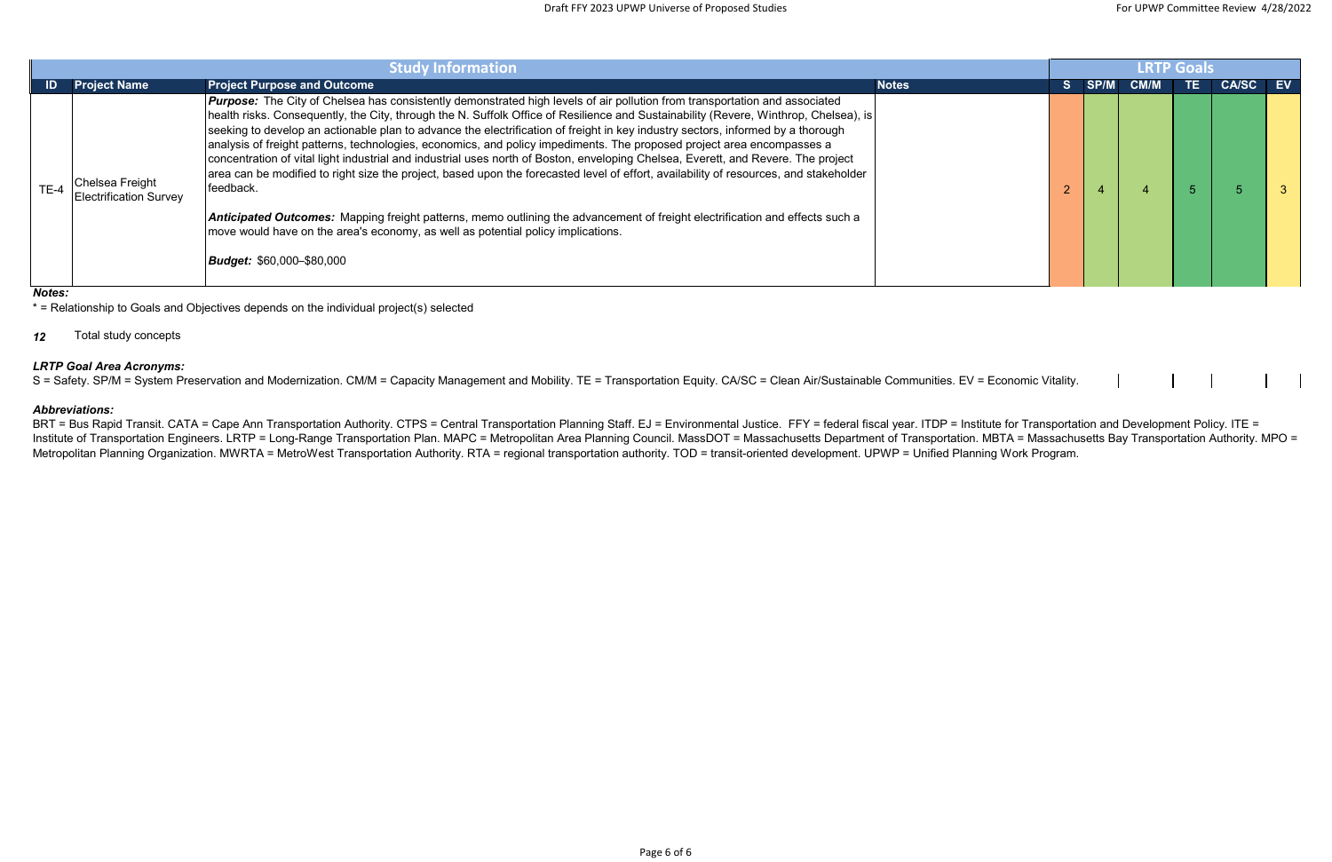| Study Information | | | | LRTP Goals | | | | | |
|---|---|---|---|---|---|---|---|---|---|
| **ID** | **Project Name** | **Project Purpose and Outcome** | **Notes** | **S** | **SP/M** | **CM/M** | **TE** | **CA/SC** | **EV** |
| TE-4 | Chelsea Freight Electrification Survey | ***Purpose:*** The City of Chelsea has consistently demonstrated high levels of air pollution from transportation and associated health risks. Consequently, the City, through the N. Suffolk Office of Resilience and Sustainability (Revere, Winthrop, Chelsea), is seeking to develop an actionable plan to advance the electrification of freight in key industry sectors, informed by a thorough analysis of freight patterns, technologies, economics, and policy impediments. The proposed project area encompasses a concentration of vital light industrial and industrial uses north of Boston, enveloping Chelsea, Everett, and Revere. The project area can be modified to right size the project, based upon the forecasted level of effort, availability of resources, and stakeholder feedback.<br><br>***Anticipated Outcomes:*** Mapping freight patterns, memo outlining the advancement of freight electrification and effects such a move would have on the area's economy, as well as potential policy implications.<br><br>***Budget:*** $60,000–$80,000 | | 2 | 4 | 4 | 5 | 5 | 3 |

***Notes:***

* = Relationship to Goals and Objectives depends on the individual project(s) selected

***12*** Total study concepts

***LRTP Goal Area Acronyms:***

S = Safety. SP/M = System Preservation and Modernization. CM/M = Capacity Management and Mobility. TE = Transportation Equity. CA/SC = Clean Air/Sustainable Communities. EV = Economic Vitality.

***Abbreviations:***

BRT = Bus Rapid Transit. CATA = Cape Ann Transportation Authority. CTPS = Central Transportation Planning Staff. EJ = Environmental Justice. FFY = federal fiscal year. ITDP = Institute for Transportation and Development Policy. ITE = Institute of Transportation Engineers. LRTP = Long-Range Transportation Plan. MAPC = Metropolitan Area Planning Council. MassDOT = Massachusetts Department of Transportation. MBTA = Massachusetts Bay Transportation Authority. MPO = Metropolitan Planning Organization. MWRTA = MetroWest Transportation Authority. RTA = regional transportation authority. TOD = transit-oriented development. UPWP = Unified Planning Work Program.